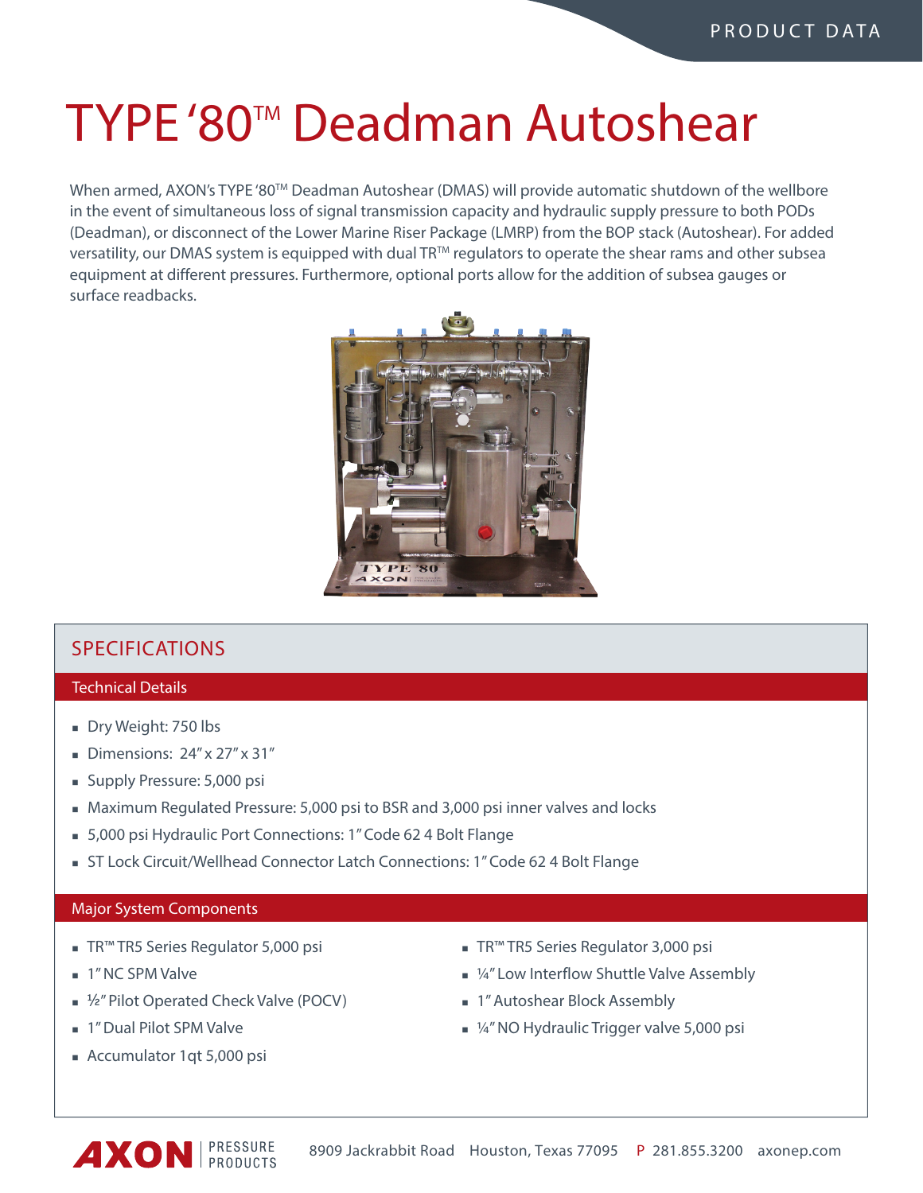# TYPE '80™ Deadman Autoshear

When armed, AXON's TYPE '80™ Deadman Autoshear (DMAS) will provide automatic shutdown of the wellbore in the event of simultaneous loss of signal transmission capacity and hydraulic supply pressure to both PODs (Deadman), or disconnect of the Lower Marine Riser Package (LMRP) from the BOP stack (Autoshear). For added versatility, our DMAS system is equipped with dual TR™ regulators to operate the shear rams and other subsea equipment at different pressures. Furthermore, optional ports allow for the addition of subsea gauges or surface readbacks.

## SPECIFICATIONS

### Technical Details

- Dry Weight: 750 lbs
- Dimensions: 24" x 27" x 31"
- Supply Pressure: 5,000 psi
- Maximum Regulated Pressure: 5,000 psi to BSR and 3,000 psi inner valves and locks
- 5,000 psi Hydraulic Port Connections: 1" Code 62 4 Bolt Flange
- ST Lock Circuit/Wellhead Connector Latch Connections: 1" Code 62 4 Bolt Flange

### Major System Components

- TR™ TR5 Series Regulator 5,000 psi
- 1" NC SPM Valve
- ½" Pilot Operated Check Valve (POCV)
- 1" Dual Pilot SPM Valve
- Accumulator 1qt 5,000 psi
- TR™ TR5 Series Regulator 3,000 psi
- ¼" Low Interflow Shuttle Valve Assembly
- 1" Autoshear Block Assembly
- ¼" NO Hydraulic Trigger valve 5,000 psi

AXON PRESSURE PRODUCTS 8909 Jackrabbit Road Houston, Texas 77095 P 281.855.3200 axonep.com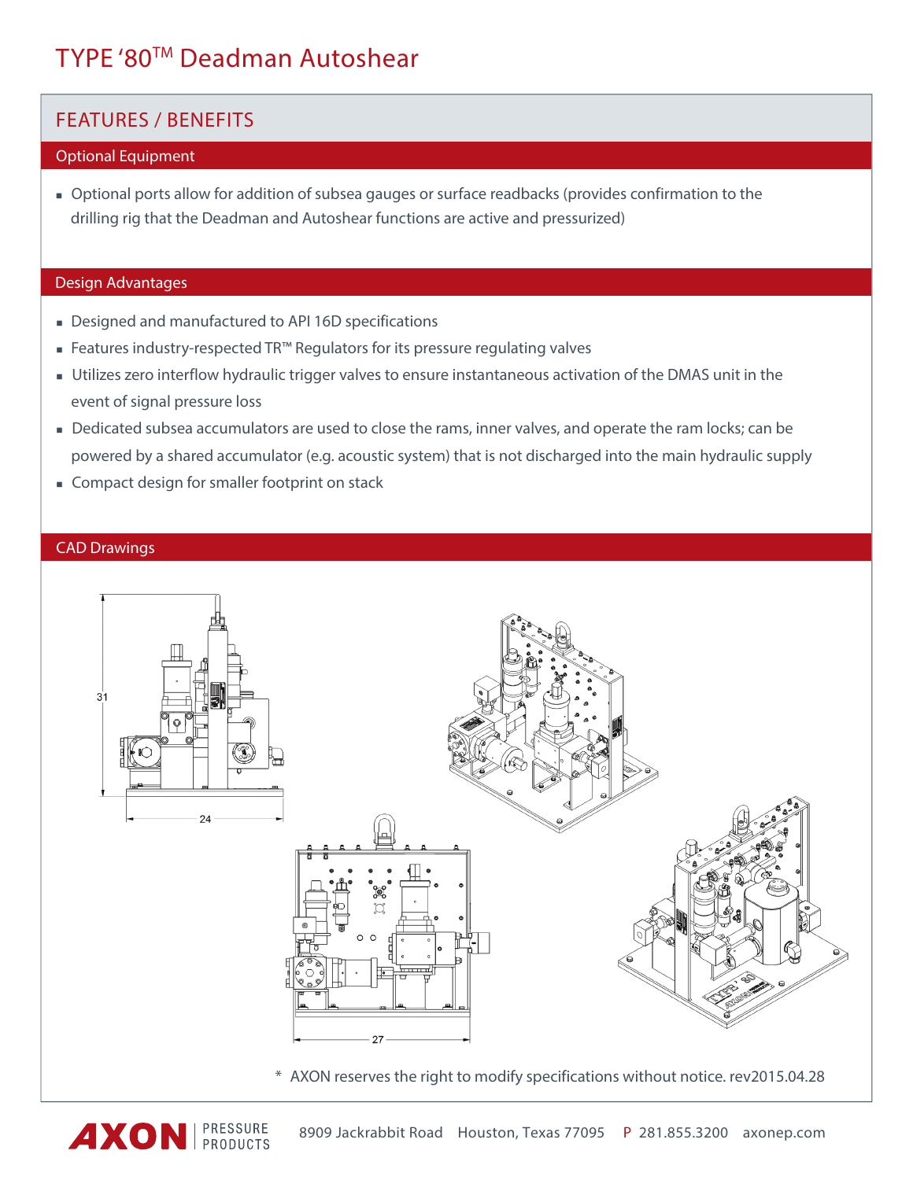# TYPE '80™ Deadman Autoshear

## FEATURES / BENEFITS

### Optional Equipment

- Optional ports allow for addition of subsea gauges or surface readbacks (provides confirmation to the drilling rig that the Deadman and Autoshear functions are active and pressurized)

### Design Advantages

- Designed and manufactured to API 16D specifications
- Features industry-respected TR™ Regulators for its pressure regulating valves
- Utilizes zero interflow hydraulic trigger valves to ensure instantaneous activation of the DMAS unit in the event of signal pressure loss
- Dedicated subsea accumulators are used to close the rams, inner valves, and operate the ram locks; can be powered by a shared accumulator (e.g. acoustic system) that is not discharged into the main hydraulic supply
- Compact design for smaller footprint on stack

### CAD Drawings

31

24

27

\* AXON reserves the right to modify specifications without notice. rev2015.04.28

AXON PRESSURE PRODUCTS 8909 Jackrabbit Road Houston, Texas 77095 P 281.855.3200 axonep.com